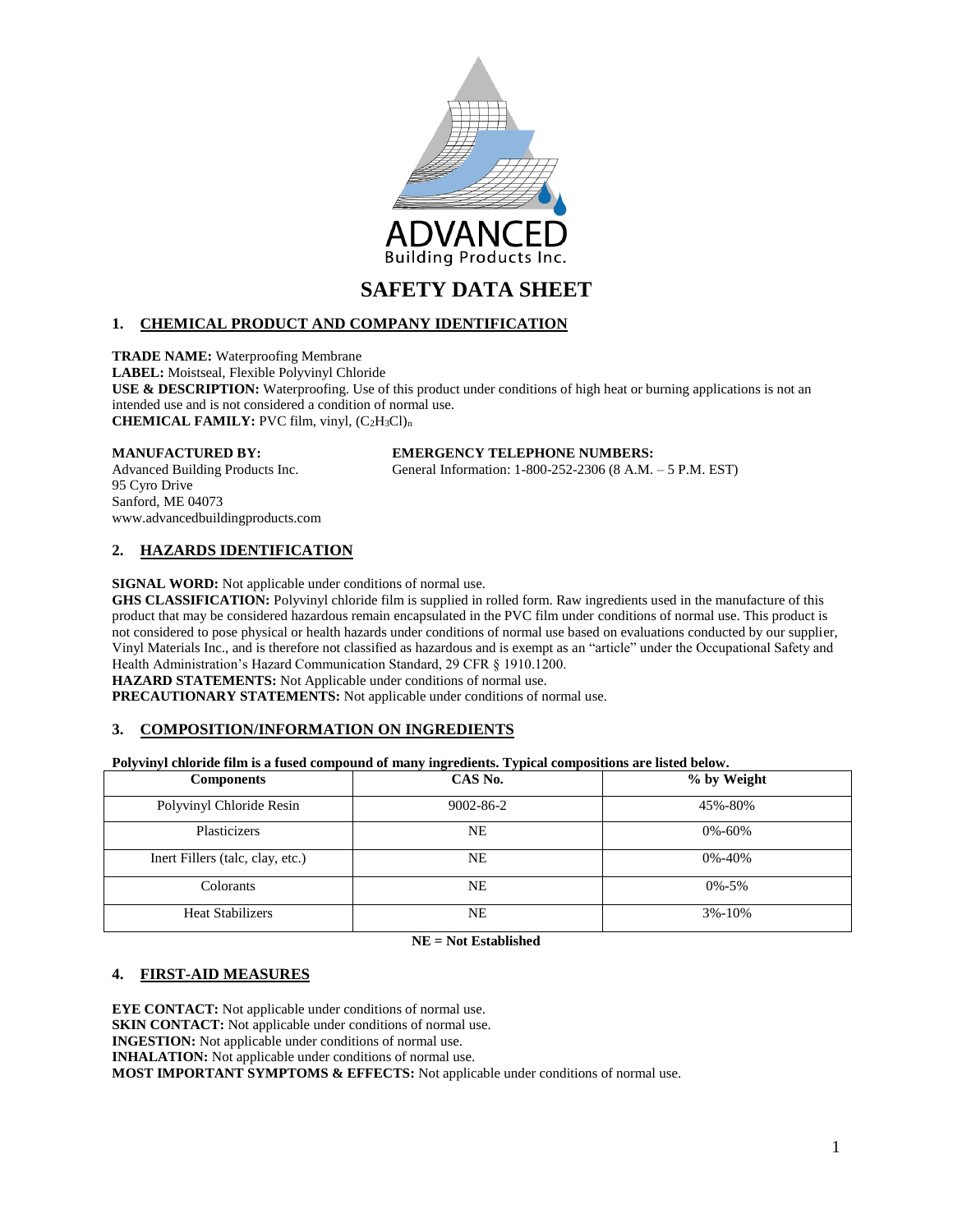# SAFETY DATA SHEET

## 1. CHEMICAL PRODUCT AND COMPANY IDENTIFICATION

**TRADE NAME:** Waterproofing Membrane
**LABEL:** Moistseal, Flexible Polyvinyl Chloride
**USE & DESCRIPTION:** Waterproofing. Use of this product under conditions of high heat or burning applications is not an intended use and is not considered a condition of normal use.
**CHEMICAL FAMILY:** PVC film, vinyl, $(C_2H_3Cl)_n$

**MANUFACTURED BY:**
Advanced Building Products Inc.
95 Cyro Drive
Sanford, ME 04073
www.advancedbuildingproducts.com

**EMERGENCY TELEPHONE NUMBERS:**
General Information: 1-800-252-2306 (8 A.M. – 5 P.M. EST)

## 2. HAZARDS IDENTIFICATION

**SIGNAL WORD:** Not applicable under conditions of normal use.
**GHS CLASSIFICATION:** Polyvinyl chloride film is supplied in rolled form. Raw ingredients used in the manufacture of this product that may be considered hazardous remain encapsulated in the PVC film under conditions of normal use. This product is not considered to pose physical or health hazards under conditions of normal use based on evaluations conducted by our supplier, Vinyl Materials Inc., and is therefore not classified as hazardous and is exempt as an "article" under the Occupational Safety and Health Administration's Hazard Communication Standard, 29 CFR § 1910.1200.
**HAZARD STATEMENTS:** Not Applicable under conditions of normal use.
**PRECAUTIONARY STATEMENTS:** Not applicable under conditions of normal use.

## 3. COMPOSITION/INFORMATION ON INGREDIENTS

**Polyvinyl chloride film is a fused compound of many ingredients. Typical compositions are listed below.**

| Components | CAS No. | % by Weight |
|---|---|---|
| Polyvinyl Chloride Resin | 9002-86-2 | 45%-80% |
| Plasticizers | NE | 0%-60% |
| Inert Fillers (talc, clay, etc.) | NE | 0%-40% |
| Colorants | NE | 0%-5% |
| Heat Stabilizers | NE | 3%-10% |

**NE = Not Established**

## 4. FIRST-AID MEASURES

**EYE CONTACT:** Not applicable under conditions of normal use.
**SKIN CONTACT:** Not applicable under conditions of normal use.
**INGESTION:** Not applicable under conditions of normal use.
**INHALATION:** Not applicable under conditions of normal use.
**MOST IMPORTANT SYMPTOMS & EFFECTS:** Not applicable under conditions of normal use.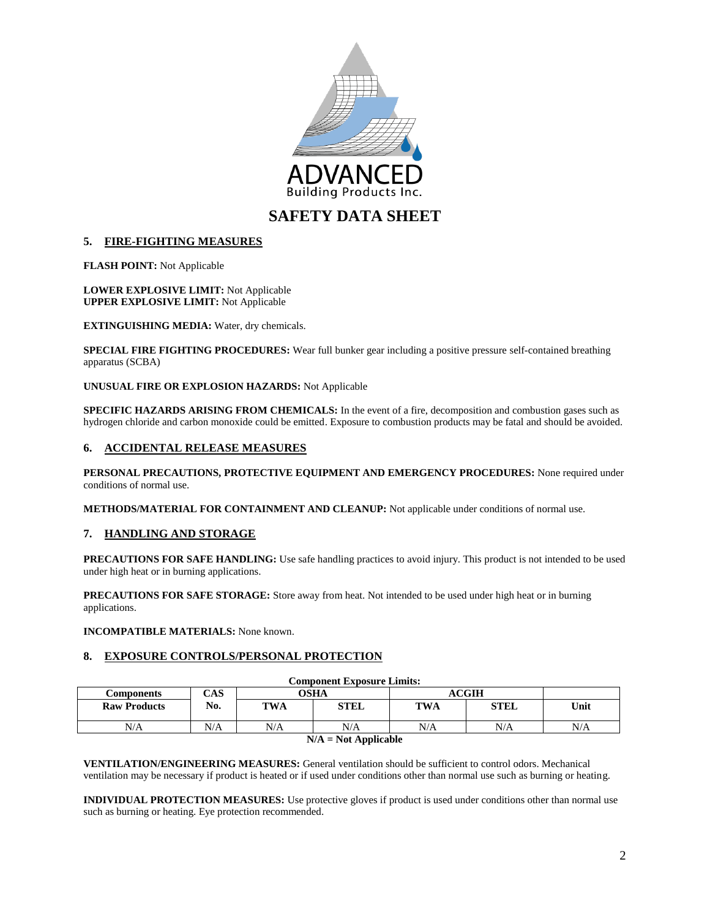# SAFETY DATA SHEET

## 5. FIRE-FIGHTING MEASURES

**FLASH POINT:** Not Applicable

**LOWER EXPLOSIVE LIMIT:** Not Applicable
**UPPER EXPLOSIVE LIMIT:** Not Applicable

**EXTINGUISHING MEDIA:** Water, dry chemicals.

**SPECIAL FIRE FIGHTING PROCEDURES:** Wear full bunker gear including a positive pressure self-contained breathing apparatus (SCBA)

**UNUSUAL FIRE OR EXPLOSION HAZARDS:** Not Applicable

**SPECIFIC HAZARDS ARISING FROM CHEMICALS:** In the event of a fire, decomposition and combustion gases such as hydrogen chloride and carbon monoxide could be emitted. Exposure to combustion products may be fatal and should be avoided.

## 6. ACCIDENTAL RELEASE MEASURES

**PERSONAL PRECAUTIONS, PROTECTIVE EQUIPMENT AND EMERGENCY PROCEDURES:** None required under conditions of normal use.

**METHODS/MATERIAL FOR CONTAINMENT AND CLEANUP:** Not applicable under conditions of normal use.

## 7. HANDLING AND STORAGE

**PRECAUTIONS FOR SAFE HANDLING:** Use safe handling practices to avoid injury. This product is not intended to be used under high heat or in burning applications.

**PRECAUTIONS FOR SAFE STORAGE:** Store away from heat. Not intended to be used under high heat or in burning applications.

**INCOMPATIBLE MATERIALS:** None known.

## 8. EXPOSURE CONTROLS/PERSONAL PROTECTION

**Component Exposure Limits:**

| Components | CAS | OSHA | | ACGIH | | |
|---|---|---|---|---|---|---|
| Raw Products | No. | TWA | STEL | TWA | STEL | Unit |
| N/A | N/A | N/A | N/A | N/A | N/A | N/A |

**N/A = Not Applicable**

**VENTILATION/ENGINEERING MEASURES:** General ventilation should be sufficient to control odors. Mechanical ventilation may be necessary if product is heated or if used under conditions other than normal use such as burning or heating.

**INDIVIDUAL PROTECTION MEASURES:** Use protective gloves if product is used under conditions other than normal use such as burning or heating. Eye protection recommended.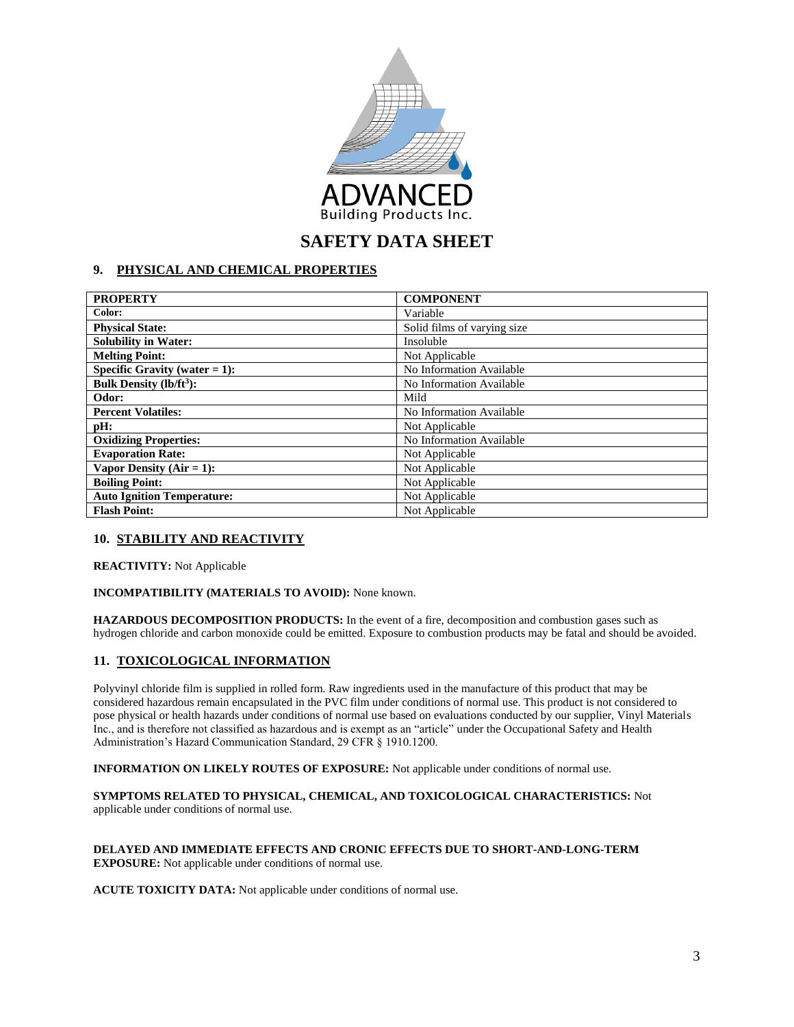ADVANCED
Building Products Inc.

# SAFETY DATA SHEET

## 9. PHYSICAL AND CHEMICAL PROPERTIES

| PROPERTY | COMPONENT |
|---|---|
| **Color:** | Variable |
| **Physical State:** | Solid films of varying size |
| **Solubility in Water:** | Insoluble |
| **Melting Point:** | Not Applicable |
| **Specific Gravity (water = 1):** | No Information Available |
| **Bulk Density (lb/ft$^3$):** | No Information Available |
| **Odor:** | Mild |
| **Percent Volatiles:** | No Information Available |
| **pH:** | Not Applicable |
| **Oxidizing Properties:** | No Information Available |
| **Evaporation Rate:** | Not Applicable |
| **Vapor Density (Air = 1):** | Not Applicable |
| **Boiling Point:** | Not Applicable |
| **Auto Ignition Temperature:** | Not Applicable |
| **Flash Point:** | Not Applicable |

## 10. STABILITY AND REACTIVITY

**REACTIVITY:** Not Applicable

**INCOMPATIBILITY (MATERIALS TO AVOID):** None known.

**HAZARDOUS DECOMPOSITION PRODUCTS:** In the event of a fire, decomposition and combustion gases such as hydrogen chloride and carbon monoxide could be emitted. Exposure to combustion products may be fatal and should be avoided.

## 11. TOXICOLOGICAL INFORMATION

Polyvinyl chloride film is supplied in rolled form. Raw ingredients used in the manufacture of this product that may be considered hazardous remain encapsulated in the PVC film under conditions of normal use. This product is not considered to pose physical or health hazards under conditions of normal use based on evaluations conducted by our supplier, Vinyl Materials Inc., and is therefore not classified as hazardous and is exempt as an "article" under the Occupational Safety and Health Administration's Hazard Communication Standard, 29 CFR § 1910.1200.

**INFORMATION ON LIKELY ROUTES OF EXPOSURE:** Not applicable under conditions of normal use.

**SYMPTOMS RELATED TO PHYSICAL, CHEMICAL, AND TOXICOLOGICAL CHARACTERISTICS:** Not applicable under conditions of normal use.

**DELAYED AND IMMEDIATE EFFECTS AND CRONIC EFFECTS DUE TO SHORT-AND-LONG-TERM EXPOSURE:** Not applicable under conditions of normal use.

**ACUTE TOXICITY DATA:** Not applicable under conditions of normal use.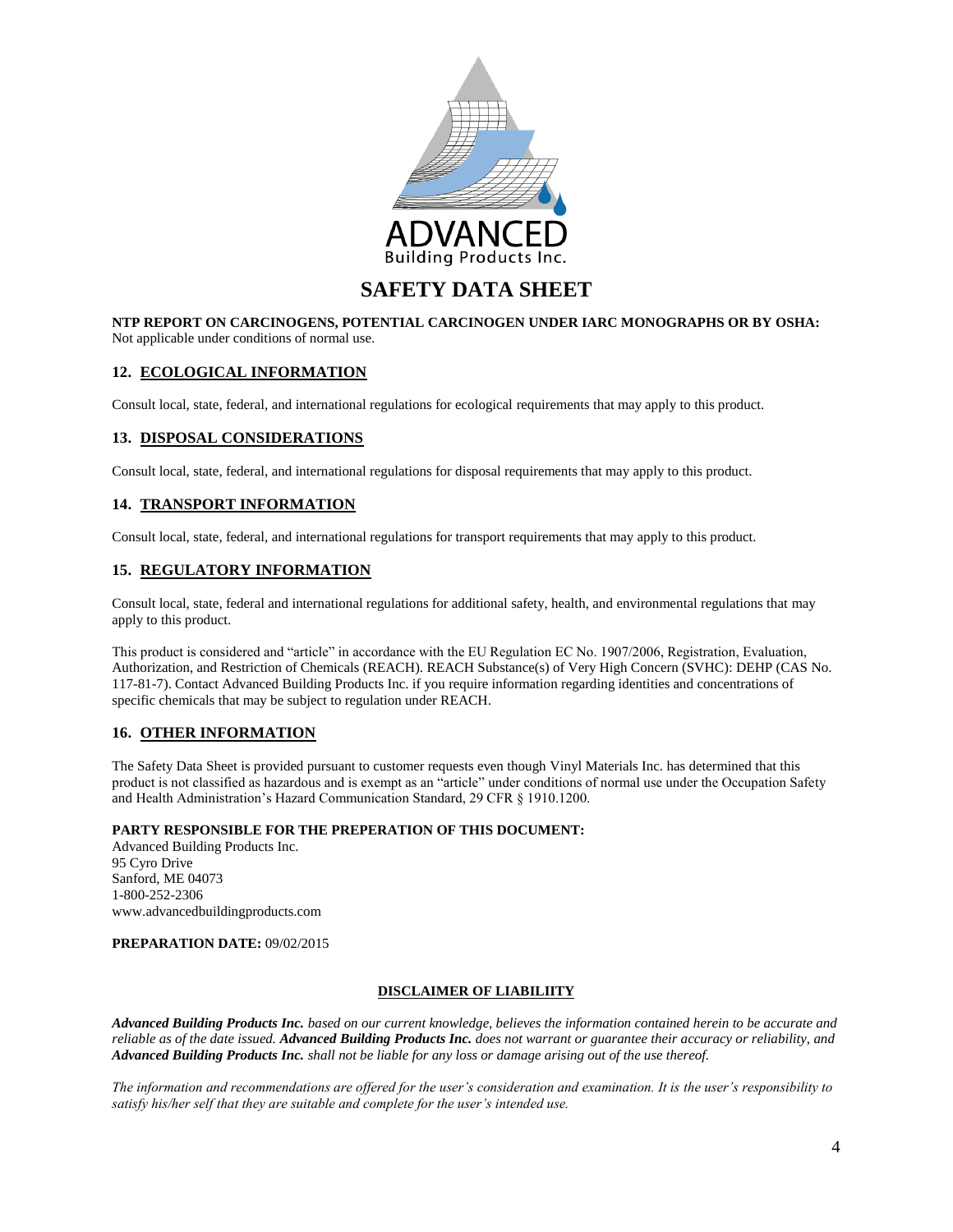# SAFETY DATA SHEET

**NTP REPORT ON CARCINOGENS, POTENTIAL CARCINOGEN UNDER IARC MONOGRAPHS OR BY OSHA:**
Not applicable under conditions of normal use.

## 12. ECOLOGICAL INFORMATION

Consult local, state, federal, and international regulations for ecological requirements that may apply to this product.

## 13. DISPOSAL CONSIDERATIONS

Consult local, state, federal, and international regulations for disposal requirements that may apply to this product.

## 14. TRANSPORT INFORMATION

Consult local, state, federal, and international regulations for transport requirements that may apply to this product.

## 15. REGULATORY INFORMATION

Consult local, state, federal and international regulations for additional safety, health, and environmental regulations that may apply to this product.

This product is considered and "article" in accordance with the EU Regulation EC No. 1907/2006, Registration, Evaluation, Authorization, and Restriction of Chemicals (REACH). REACH Substance(s) of Very High Concern (SVHC): DEHP (CAS No. 117-81-7). Contact Advanced Building Products Inc. if you require information regarding identities and concentrations of specific chemicals that may be subject to regulation under REACH.

## 16. OTHER INFORMATION

The Safety Data Sheet is provided pursuant to customer requests even though Vinyl Materials Inc. has determined that this product is not classified as hazardous and is exempt as an "article" under conditions of normal use under the Occupation Safety and Health Administration's Hazard Communication Standard, 29 CFR § 1910.1200.

**PARTY RESPONSIBLE FOR THE PREPERATION OF THIS DOCUMENT:**
Advanced Building Products Inc.
95 Cyro Drive
Sanford, ME 04073
1-800-252-2306
www.advancedbuildingproducts.com

**PREPARATION DATE:** 09/02/2015

**DISCLAIMER OF LIABILIITY**

***Advanced Building Products Inc.*** *based on our current knowledge, believes the information contained herein to be accurate and reliable as of the date issued.* ***Advanced Building Products Inc.*** *does not warrant or guarantee their accuracy or reliability, and* ***Advanced Building Products Inc.*** *shall not be liable for any loss or damage arising out of the use thereof.*

*The information and recommendations are offered for the user's consideration and examination. It is the user's responsibility to satisfy his/her self that they are suitable and complete for the user's intended use.*